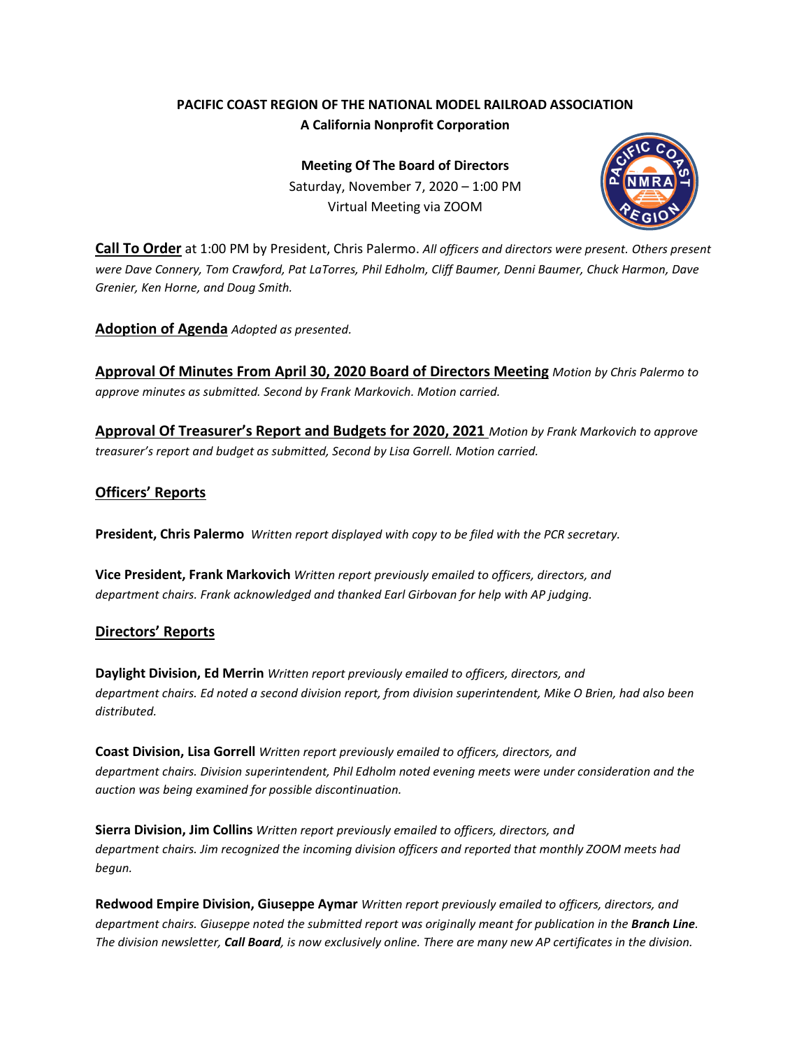**PACIFIC COAST REGION OF THE NATIONAL MODEL RAILROAD ASSOCIATION**
**A California Nonprofit Corporation**

**Meeting Of The Board of Directors**
Saturday, November 7, 2020 – 1:00 PM
Virtual Meeting via ZOOM

**Call To Order** at 1:00 PM by President, Chris Palermo. *All officers and directors were present. Others present were Dave Connery, Tom Crawford, Pat LaTorres, Phil Edholm, Cliff Baumer, Denni Baumer, Chuck Harmon, Dave Grenier, Ken Horne, and Doug Smith.*

**Adoption of Agenda** *Adopted as presented.*

**Approval Of Minutes From April 30, 2020 Board of Directors Meeting** *Motion by Chris Palermo to approve minutes as submitted. Second by Frank Markovich. Motion carried.*

**Approval Of Treasurer's Report and Budgets for 2020, 2021** *Motion by Frank Markovich to approve treasurer's report and budget as submitted, Second by Lisa Gorrell. Motion carried.*

## Officers' Reports

**President, Chris Palermo** *Written report displayed with copy to be filed with the PCR secretary.*

**Vice President, Frank Markovich** *Written report previously emailed to officers, directors, and department chairs. Frank acknowledged and thanked Earl Girbovan for help with AP judging.*

## Directors' Reports

**Daylight Division, Ed Merrin** *Written report previously emailed to officers, directors, and department chairs. Ed noted a second division report, from division superintendent, Mike O Brien, had also been distributed.*

**Coast Division, Lisa Gorrell** *Written report previously emailed to officers, directors, and department chairs. Division superintendent, Phil Edholm noted evening meets were under consideration and the auction was being examined for possible discontinuation.*

**Sierra Division, Jim Collins** *Written report previously emailed to officers, directors, and department chairs. Jim recognized the incoming division officers and reported that monthly ZOOM meets had begun.*

**Redwood Empire Division, Giuseppe Aymar** *Written report previously emailed to officers, directors, and department chairs. Giuseppe noted the submitted report was originally meant for publication in the **Branch Line**. The division newsletter, **Call Board**, is now exclusively online. There are many new AP certificates in the division.*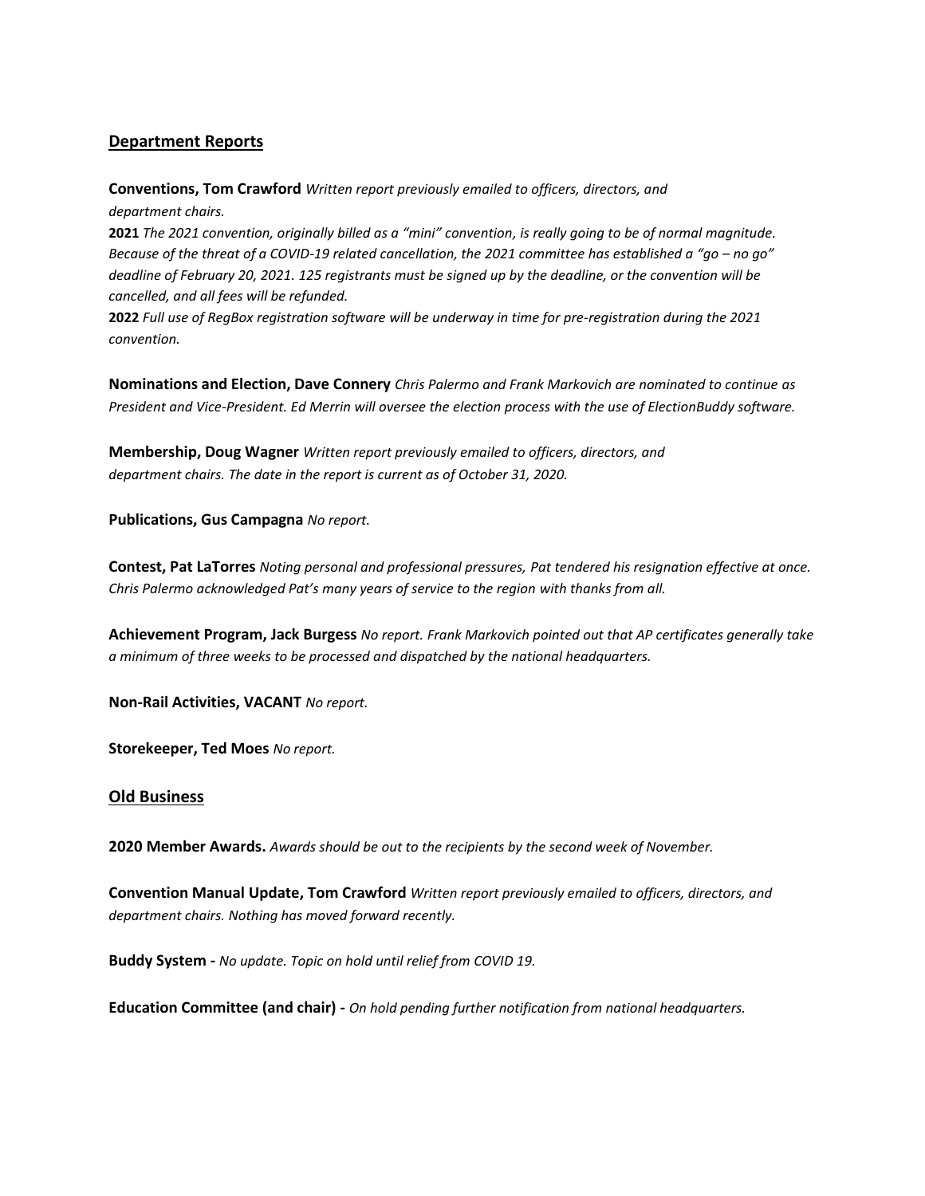## Department Reports

**Conventions, Tom Crawford** *Written report previously emailed to officers, directors, and department chairs.*

**2021** *The 2021 convention, originally billed as a "mini" convention, is really going to be of normal magnitude. Because of the threat of a COVID-19 related cancellation, the 2021 committee has established a "go – no go" deadline of February 20, 2021. 125 registrants must be signed up by the deadline, or the convention will be cancelled, and all fees will be refunded.*

**2022** *Full use of RegBox registration software will be underway in time for pre-registration during the 2021 convention.*

**Nominations and Election, Dave Connery** *Chris Palermo and Frank Markovich are nominated to continue as President and Vice-President. Ed Merrin will oversee the election process with the use of ElectionBuddy software.*

**Membership, Doug Wagner** *Written report previously emailed to officers, directors, and department chairs. The date in the report is current as of October 31, 2020.*

**Publications, Gus Campagna** *No report.*

**Contest, Pat LaTorres** *Noting personal and professional pressures, Pat tendered his resignation effective at once. Chris Palermo acknowledged Pat's many years of service to the region with thanks from all.*

**Achievement Program, Jack Burgess** *No report. Frank Markovich pointed out that AP certificates generally take a minimum of three weeks to be processed and dispatched by the national headquarters.*

**Non-Rail Activities, VACANT** *No report.*

**Storekeeper, Ted Moes** *No report.*

## Old Business

**2020 Member Awards.** *Awards should be out to the recipients by the second week of November.*

**Convention Manual Update, Tom Crawford** *Written report previously emailed to officers, directors, and department chairs. Nothing has moved forward recently.*

**Buddy System -** *No update. Topic on hold until relief from COVID 19.*

**Education Committee (and chair) -** *On hold pending further notification from national headquarters.*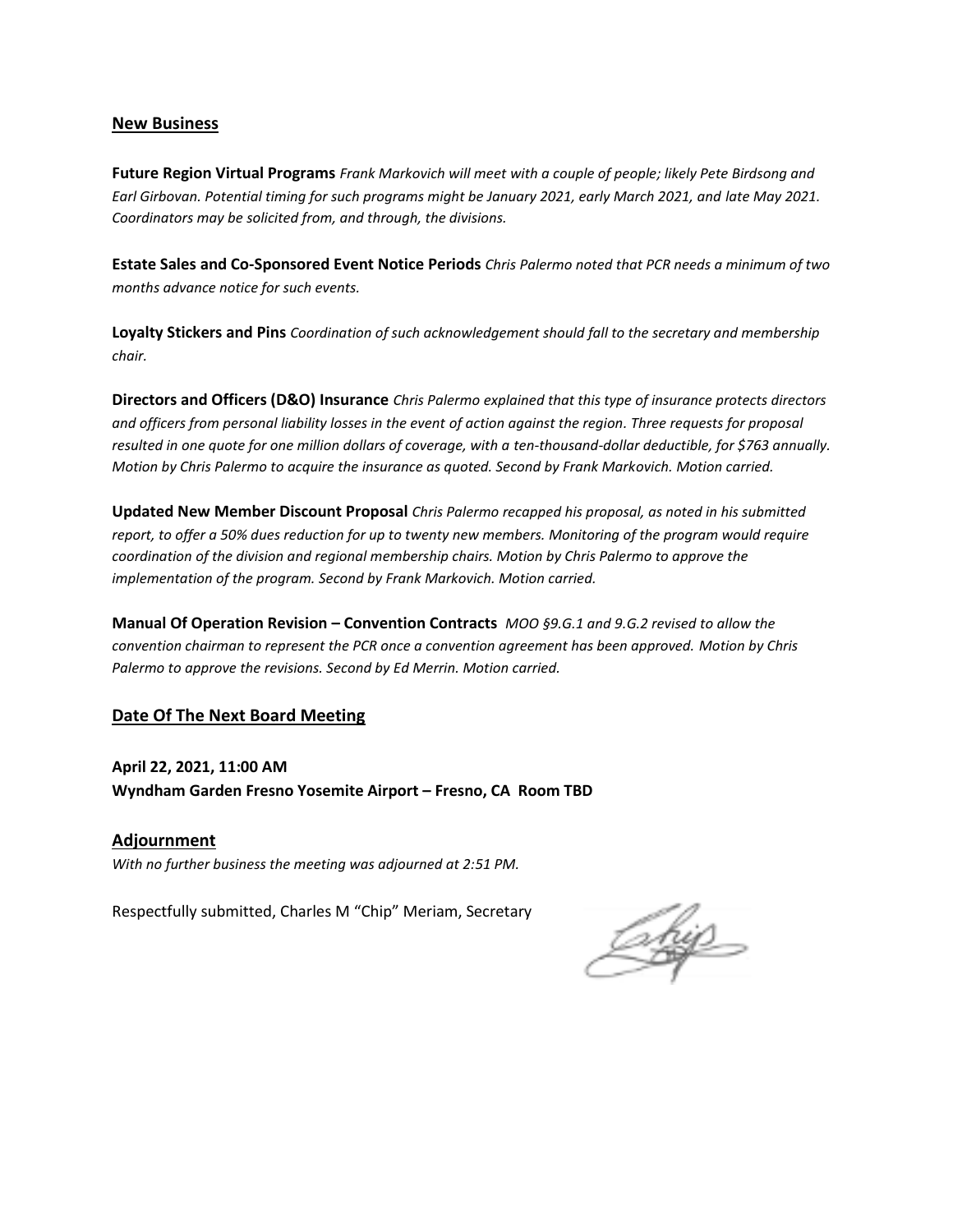## New Business

**Future Region Virtual Programs** *Frank Markovich will meet with a couple of people; likely Pete Birdsong and Earl Girbovan. Potential timing for such programs might be January 2021, early March 2021, and late May 2021. Coordinators may be solicited from, and through, the divisions.*

**Estate Sales and Co-Sponsored Event Notice Periods** *Chris Palermo noted that PCR needs a minimum of two months advance notice for such events.*

**Loyalty Stickers and Pins** *Coordination of such acknowledgement should fall to the secretary and membership chair.*

**Directors and Officers (D&O) Insurance** *Chris Palermo explained that this type of insurance protects directors and officers from personal liability losses in the event of action against the region. Three requests for proposal resulted in one quote for one million dollars of coverage, with a ten-thousand-dollar deductible, for $763 annually. Motion by Chris Palermo to acquire the insurance as quoted. Second by Frank Markovich. Motion carried.*

**Updated New Member Discount Proposal** *Chris Palermo recapped his proposal, as noted in his submitted report, to offer a 50% dues reduction for up to twenty new members. Monitoring of the program would require coordination of the division and regional membership chairs. Motion by Chris Palermo to approve the implementation of the program. Second by Frank Markovich. Motion carried.*

**Manual Of Operation Revision – Convention Contracts** *MOO §9.G.1 and 9.G.2 revised to allow the convention chairman to represent the PCR once a convention agreement has been approved. Motion by Chris Palermo to approve the revisions. Second by Ed Merrin. Motion carried.*

## Date Of The Next Board Meeting

**April 22, 2021, 11:00 AM**
**Wyndham Garden Fresno Yosemite Airport – Fresno, CA Room TBD**

## Adjournment

*With no further business the meeting was adjourned at 2:51 PM.*

Respectfully submitted, Charles M "Chip" Meriam, Secretary